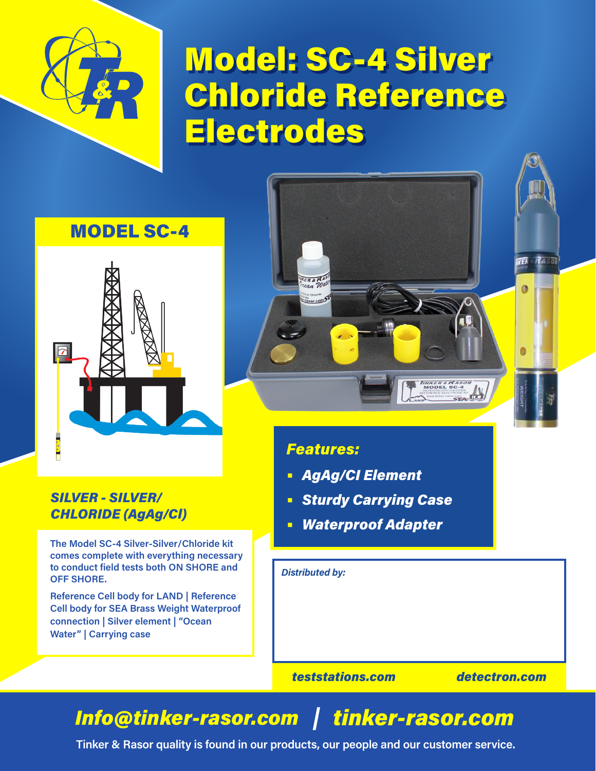# Model: SC-4 Silver Chloride Reference Electrodes

## MODEL SC-4

### *SILVER - SILVER/ CHLORIDE (AgAg/Cl)*

**The Model SC-4 Silver-Silver/Chloride kit comes complete with everything necessary to conduct field tests both ON SHORE and OFF SHORE.**

**Reference Cell body for LAND | Reference Cell body for SEA Brass Weight Waterproof connection | Silver element | "Ocean Water" | Carrying case**

### *Features:*

- ***AgAg/Cl Element***
- ***Sturdy Carrying Case***
- ***Waterproof Adapter***

*Distributed by:*

***teststations.com*** ***detectron.com***

## *Info@tinker-rasor.com | tinker-rasor.com*

**Tinker & Rasor quality is found in our products, our people and our customer service.**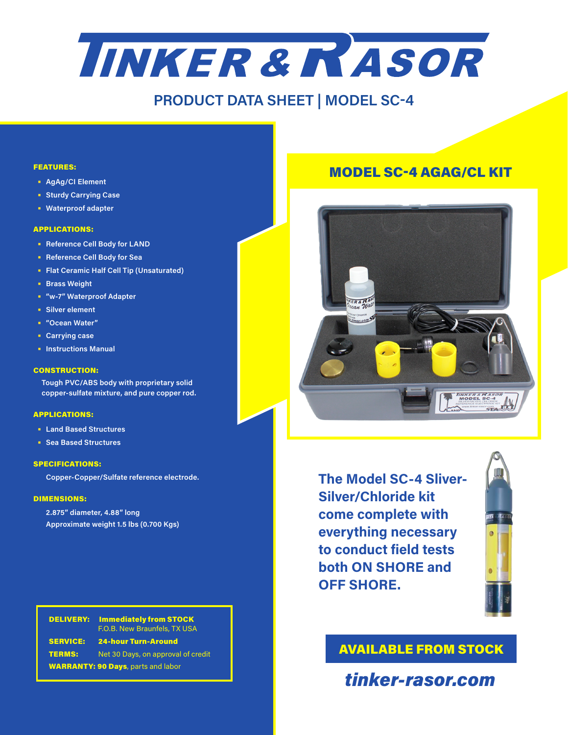# TINKER & RASOR

## PRODUCT DATA SHEET | MODEL SC-4

### FEATURES:

- AgAg/Cl Element
- Sturdy Carrying Case
- Waterproof adapter

### APPLICATIONS:

- Reference Cell Body for LAND
- Reference Cell Body for Sea
- Flat Ceramic Half Cell Tip (Unsaturated)
- Brass Weight
- "w-7" Waterproof Adapter
- Silver element
- "Ocean Water"
- Carrying case
- Instructions Manual

### CONSTRUCTION:

Tough PVC/ABS body with proprietary solid copper-sulfate mixture, and pure copper rod.

### APPLICATIONS:

- Land Based Structures
- Sea Based Structures

### SPECIFICATIONS:

Copper-Copper/Sulfate reference electrode.

### DIMENSIONS:

2.875" diameter, 4.88" long
Approximate weight 1.5 lbs (0.700 Kgs)

**DELIVERY:** **Immediately from STOCK**
F.O.B. New Braunfels, TX USA
**SERVICE:** **24-hour Turn-Around**
**TERMS:** Net 30 Days, on approval of credit
**WARRANTY: 90 Days**, parts and labor

## MODEL SC-4 AGAG/CL KIT

**The Model SC-4 Sliver-Silver/Chloride kit come complete with everything necessary to conduct field tests both ON SHORE and OFF SHORE.**

**AVAILABLE FROM STOCK**

***tinker-rasor.com***